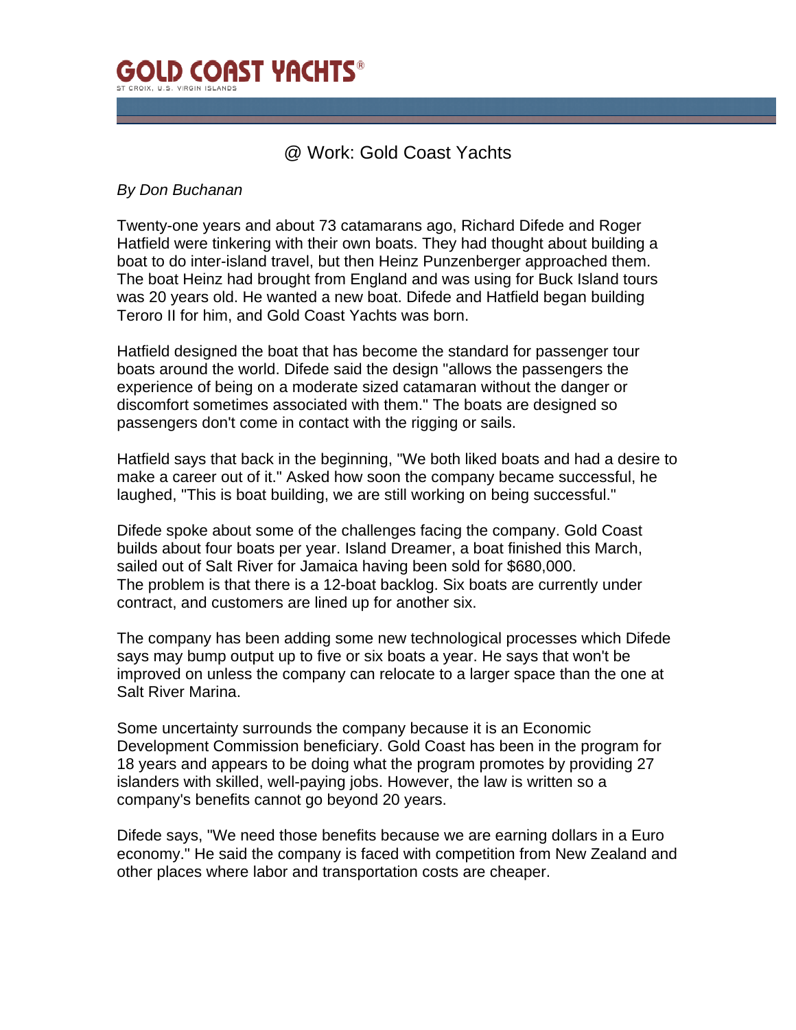# GOLD COAST YACHTS®

ST CROIX, U.S. VIRGIN ISLANDS

## @ Work: Gold Coast Yachts

*By Don Buchanan*

Twenty-one years and about 73 catamarans ago, Richard Difede and Roger Hatfield were tinkering with their own boats. They had thought about building a boat to do inter-island travel, but then Heinz Punzenberger approached them. The boat Heinz had brought from England and was using for Buck Island tours was 20 years old. He wanted a new boat. Difede and Hatfield began building Teroro II for him, and Gold Coast Yachts was born.

Hatfield designed the boat that has become the standard for passenger tour boats around the world. Difede said the design "allows the passengers the experience of being on a moderate sized catamaran without the danger or discomfort sometimes associated with them." The boats are designed so passengers don't come in contact with the rigging or sails.

Hatfield says that back in the beginning, "We both liked boats and had a desire to make a career out of it." Asked how soon the company became successful, he laughed, "This is boat building, we are still working on being successful."

Difede spoke about some of the challenges facing the company. Gold Coast builds about four boats per year. Island Dreamer, a boat finished this March, sailed out of Salt River for Jamaica having been sold for $680,000. The problem is that there is a 12-boat backlog. Six boats are currently under contract, and customers are lined up for another six.

The company has been adding some new technological processes which Difede says may bump output up to five or six boats a year. He says that won't be improved on unless the company can relocate to a larger space than the one at Salt River Marina.

Some uncertainty surrounds the company because it is an Economic Development Commission beneficiary. Gold Coast has been in the program for 18 years and appears to be doing what the program promotes by providing 27 islanders with skilled, well-paying jobs. However, the law is written so a company's benefits cannot go beyond 20 years.

Difede says, "We need those benefits because we are earning dollars in a Euro economy." He said the company is faced with competition from New Zealand and other places where labor and transportation costs are cheaper.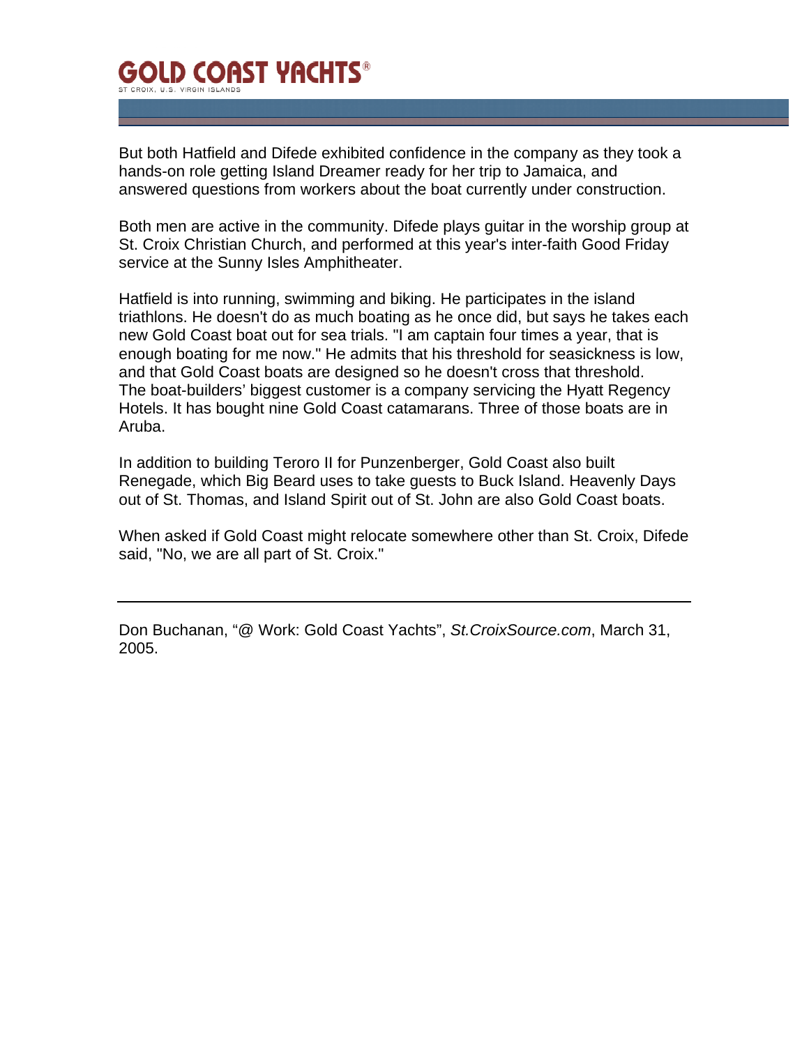But both Hatfield and Difede exhibited confidence in the company as they took a hands-on role getting Island Dreamer ready for her trip to Jamaica, and answered questions from workers about the boat currently under construction.

Both men are active in the community. Difede plays guitar in the worship group at St. Croix Christian Church, and performed at this year's inter-faith Good Friday service at the Sunny Isles Amphitheater.

Hatfield is into running, swimming and biking. He participates in the island triathlons. He doesn't do as much boating as he once did, but says he takes each new Gold Coast boat out for sea trials. "I am captain four times a year, that is enough boating for me now." He admits that his threshold for seasickness is low, and that Gold Coast boats are designed so he doesn't cross that threshold. The boat-builders' biggest customer is a company servicing the Hyatt Regency Hotels. It has bought nine Gold Coast catamarans. Three of those boats are in Aruba.

In addition to building Teroro II for Punzenberger, Gold Coast also built Renegade, which Big Beard uses to take guests to Buck Island. Heavenly Days out of St. Thomas, and Island Spirit out of St. John are also Gold Coast boats.

When asked if Gold Coast might relocate somewhere other than St. Croix, Difede said, "No, we are all part of St. Croix."

---

Don Buchanan, "@ Work: Gold Coast Yachts", *St.CroixSource.com*, March 31, 2005.